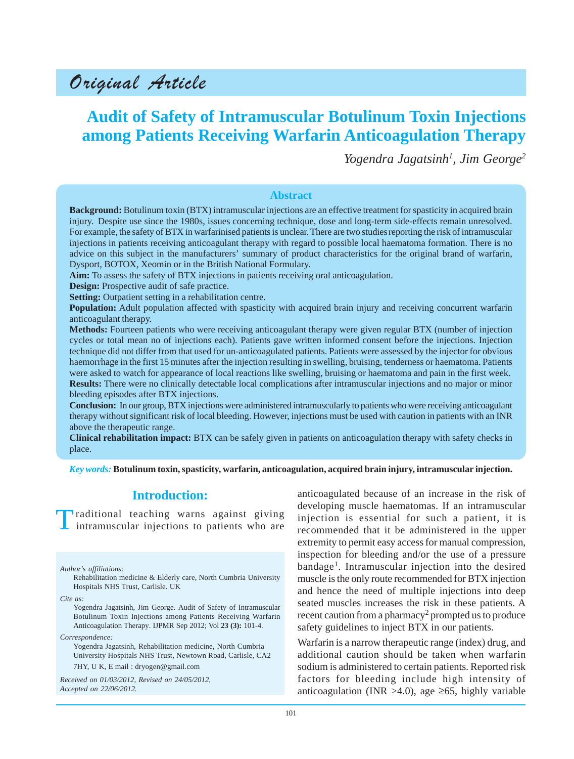*Original Article*

# Audit of Safety of Intramuscular Botulinum Toxin Injections among Patients Receiving Warfarin Anticoagulation Therapy

*Yogendra Jagatsinh[1], Jim George[2]*

## Abstract

**Background:** Botulinum toxin (BTX) intramuscular injections are an effective treatment for spasticity in acquired brain injury. Despite use since the 1980s, issues concerning technique, dose and long-term side-effects remain unresolved. For example, the safety of BTX in warfarinised patients is unclear. There are two studies reporting the risk of intramuscular injections in patients receiving anticoagulant therapy with regard to possible local haematoma formation. There is no advice on this subject in the manufacturers' summary of product characteristics for the original brand of warfarin, Dysport, BOTOX, Xeomin or in the British National Formulary.

**Aim:** To assess the safety of BTX injections in patients receiving oral anticoagulation.

**Design:** Prospective audit of safe practice.

**Setting:** Outpatient setting in a rehabilitation centre.

**Population:** Adult population affected with spasticity with acquired brain injury and receiving concurrent warfarin anticoagulant therapy.

**Methods:** Fourteen patients who were receiving anticoagulant therapy were given regular BTX (number of injection cycles or total mean no of injections each). Patients gave written informed consent before the injections. Injection technique did not differ from that used for un-anticoagulated patients. Patients were assessed by the injector for obvious haemorrhage in the first 15 minutes after the injection resulting in swelling, bruising, tenderness or haematoma. Patients were asked to watch for appearance of local reactions like swelling, bruising or haematoma and pain in the first week.

**Results:** There were no clinically detectable local complications after intramuscular injections and no major or minor bleeding episodes after BTX injections.

**Conclusion:** In our group, BTX injections were administered intramuscularly to patients who were receiving anticoagulant therapy without significant risk of local bleeding. However, injections must be used with caution in patients with an INR above the therapeutic range.

**Clinical rehabilitation impact:** BTX can be safely given in patients on anticoagulation therapy with safety checks in place.

*Key words:* **Botulinum toxin, spasticity, warfarin, anticoagulation, acquired brain injury, intramuscular injection.**

## Introduction:

Traditional teaching warns against giving intramuscular injections to patients who are anticoagulated because of an increase in the risk of developing muscle haematomas. If an intramuscular injection is essential for such a patient, it is recommended that it be administered in the upper extremity to permit easy access for manual compression, inspection for bleeding and/or the use of a pressure bandage[1]. Intramuscular injection into the desired muscle is the only route recommended for BTX injection and hence the need of multiple injections into deep seated muscles increases the risk in these patients. A recent caution from a pharmacy[2] prompted us to produce safety guidelines to inject BTX in our patients.

Warfarin is a narrow therapeutic range (index) drug, and additional caution should be taken when warfarin sodium is administered to certain patients. Reported risk factors for bleeding include high intensity of anticoagulation (INR >4.0), age ≥65, highly variable

*Author's affiliations:*
Rehabilitation medicine & Elderly care, North Cumbria University Hospitals NHS Trust, Carlisle. UK

*Cite as:*
Yogendra Jagatsinh, Jim George. Audit of Safety of Intramuscular Botulinum Toxin Injections among Patients Receiving Warfarin Anticoagulation Therapy. IJPMR Sep 2012; Vol **23 (3):** 101-4.

*Correspondence:*
Yogendra Jagatsinh, Rehabilitation medicine, North Cumbria University Hospitals NHS Trust, Newtown Road, Carlisle, CA2 7HY, U K, E mail : dryogen@gmail.com

*Received on 01/03/2012, Revised on 24/05/2012, Accepted on 22/06/2012.*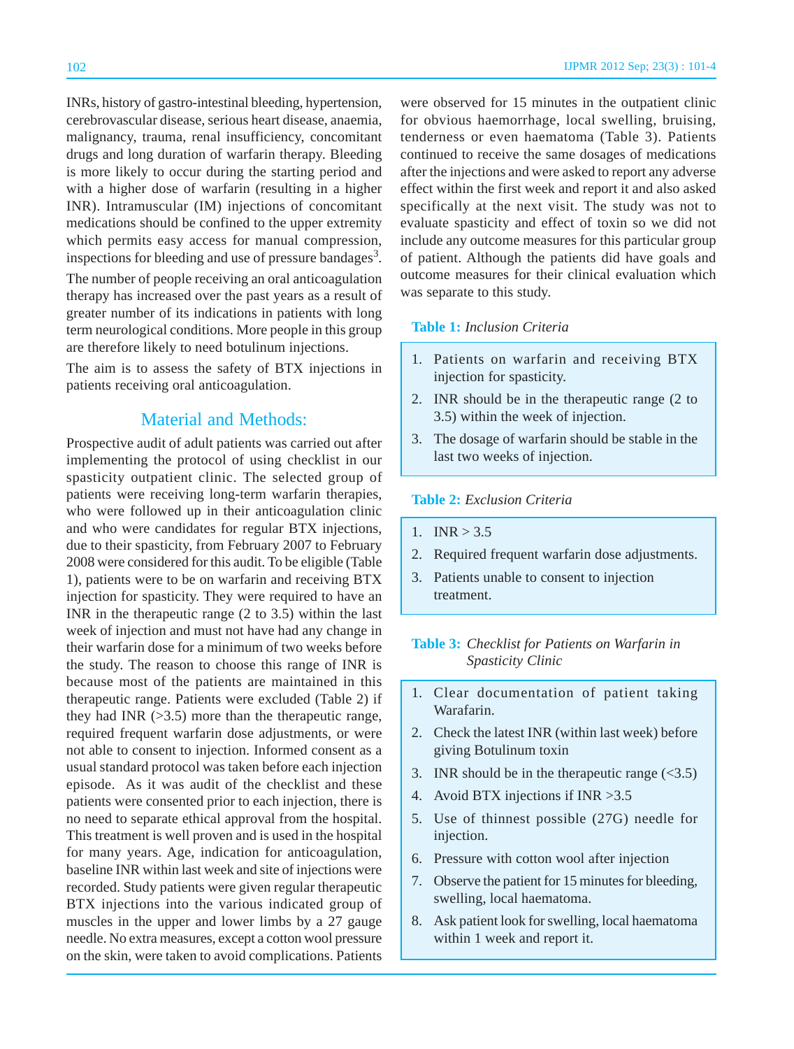INRs, history of gastro-intestinal bleeding, hypertension, cerebrovascular disease, serious heart disease, anaemia, malignancy, trauma, renal insufficiency, concomitant drugs and long duration of warfarin therapy. Bleeding is more likely to occur during the starting period and with a higher dose of warfarin (resulting in a higher INR). Intramuscular (IM) injections of concomitant medications should be confined to the upper extremity which permits easy access for manual compression, inspections for bleeding and use of pressure bandages[3].

The number of people receiving an oral anticoagulation therapy has increased over the past years as a result of greater number of its indications in patients with long term neurological conditions. More people in this group are therefore likely to need botulinum injections.

The aim is to assess the safety of BTX injections in patients receiving oral anticoagulation.

## Material and Methods:

Prospective audit of adult patients was carried out after implementing the protocol of using checklist in our spasticity outpatient clinic. The selected group of patients were receiving long-term warfarin therapies, who were followed up in their anticoagulation clinic and who were candidates for regular BTX injections, due to their spasticity, from February 2007 to February 2008 were considered for this audit. To be eligible (Table 1), patients were to be on warfarin and receiving BTX injection for spasticity. They were required to have an INR in the therapeutic range (2 to 3.5) within the last week of injection and must not have had any change in their warfarin dose for a minimum of two weeks before the study. The reason to choose this range of INR is because most of the patients are maintained in this therapeutic range. Patients were excluded (Table 2) if they had INR (>3.5) more than the therapeutic range, required frequent warfarin dose adjustments, or were not able to consent to injection. Informed consent as a usual standard protocol was taken before each injection episode. As it was audit of the checklist and these patients were consented prior to each injection, there is no need to separate ethical approval from the hospital. This treatment is well proven and is used in the hospital for many years. Age, indication for anticoagulation, baseline INR within last week and site of injections were recorded. Study patients were given regular therapeutic BTX injections into the various indicated group of muscles in the upper and lower limbs by a 27 gauge needle. No extra measures, except a cotton wool pressure on the skin, were taken to avoid complications. Patients were observed for 15 minutes in the outpatient clinic for obvious haemorrhage, local swelling, bruising, tenderness or even haematoma (Table 3). Patients continued to receive the same dosages of medications after the injections and were asked to report any adverse effect within the first week and report it and also asked specifically at the next visit. The study was not to evaluate spasticity and effect of toxin so we did not include any outcome measures for this particular group of patient. Although the patients did have goals and outcome measures for their clinical evaluation which was separate to this study.

**Table 1:** *Inclusion Criteria*

1. Patients on warfarin and receiving BTX injection for spasticity.
2. INR should be in the therapeutic range (2 to 3.5) within the week of injection.
3. The dosage of warfarin should be stable in the last two weeks of injection.

**Table 2:** *Exclusion Criteria*

1. INR > 3.5
2. Required frequent warfarin dose adjustments.
3. Patients unable to consent to injection treatment.

**Table 3:** *Checklist for Patients on Warfarin in Spasticity Clinic*

1. Clear documentation of patient taking Warafarin.
2. Check the latest INR (within last week) before giving Botulinum toxin
3. INR should be in the therapeutic range (<3.5)
4. Avoid BTX injections if INR >3.5
5. Use of thinnest possible (27G) needle for injection.
6. Pressure with cotton wool after injection
7. Observe the patient for 15 minutes for bleeding, swelling, local haematoma.
8. Ask patient look for swelling, local haematoma within 1 week and report it.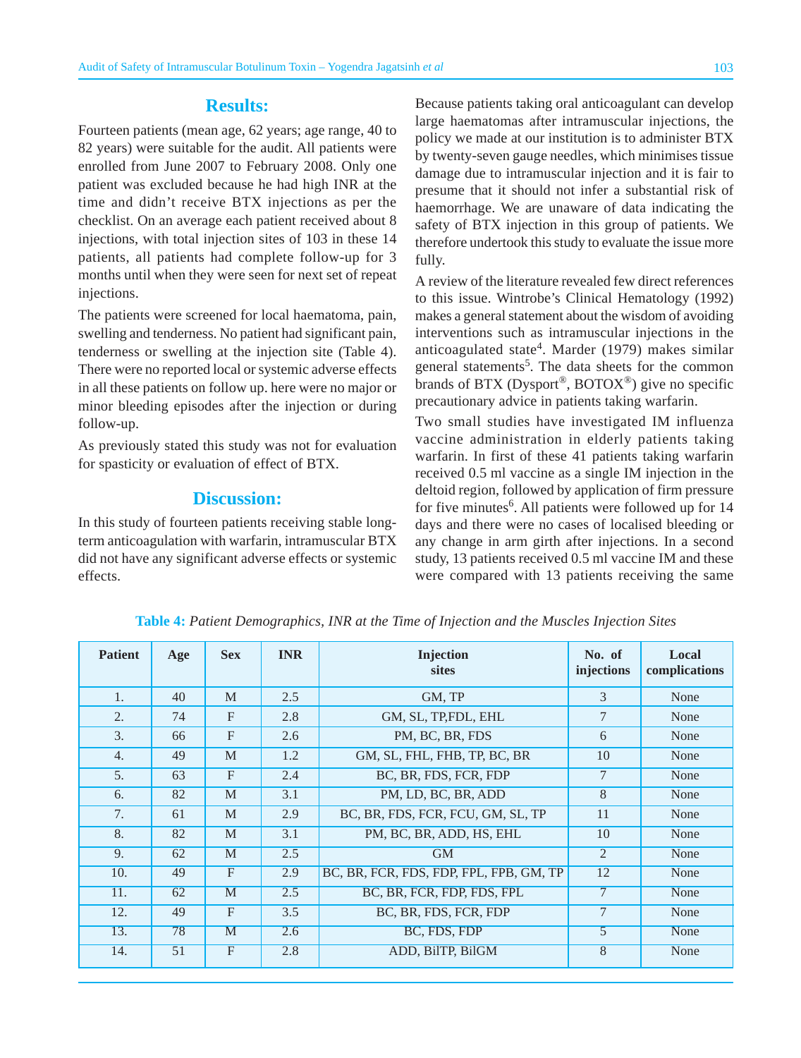## Results:

Fourteen patients (mean age, 62 years; age range, 40 to 82 years) were suitable for the audit. All patients were enrolled from June 2007 to February 2008. Only one patient was excluded because he had high INR at the time and didn't receive BTX injections as per the checklist. On an average each patient received about 8 injections, with total injection sites of 103 in these 14 patients, all patients had complete follow-up for 3 months until when they were seen for next set of repeat injections.

The patients were screened for local haematoma, pain, swelling and tenderness. No patient had significant pain, tenderness or swelling at the injection site (Table 4). There were no reported local or systemic adverse effects in all these patients on follow up. here were no major or minor bleeding episodes after the injection or during follow-up.

As previously stated this study was not for evaluation for spasticity or evaluation of effect of BTX.

## Discussion:

In this study of fourteen patients receiving stable long-term anticoagulation with warfarin, intramuscular BTX did not have any significant adverse effects or systemic effects.

Because patients taking oral anticoagulant can develop large haematomas after intramuscular injections, the policy we made at our institution is to administer BTX by twenty-seven gauge needles, which minimises tissue damage due to intramuscular injection and it is fair to presume that it should not infer a substantial risk of haemorrhage. We are unaware of data indicating the safety of BTX injection in this group of patients. We therefore undertook this study to evaluate the issue more fully.

A review of the literature revealed few direct references to this issue. Wintrobe's Clinical Hematology (1992) makes a general statement about the wisdom of avoiding interventions such as intramuscular injections in the anticoagulated state[4]. Marder (1979) makes similar general statements[5]. The data sheets for the common brands of BTX (Dysport®, BOTOX®) give no specific precautionary advice in patients taking warfarin.

Two small studies have investigated IM influenza vaccine administration in elderly patients taking warfarin. In first of these 41 patients taking warfarin received 0.5 ml vaccine as a single IM injection in the deltoid region, followed by application of firm pressure for five minutes[6]. All patients were followed up for 14 days and there were no cases of localised bleeding or any change in arm girth after injections. In a second study, 13 patients received 0.5 ml vaccine IM and these were compared with 13 patients receiving the same

**Table 4:** *Patient Demographics, INR at the Time of Injection and the Muscles Injection Sites*

| Patient | Age | Sex | INR | Injection sites | No. of injections | Local complications |
|---|---|---|---|---|---|---|
| 1. | 40 | M | 2.5 | GM, TP | 3 | None |
| 2. | 74 | F | 2.8 | GM, SL, TP,FDL, EHL | 7 | None |
| 3. | 66 | F | 2.6 | PM, BC, BR, FDS | 6 | None |
| 4. | 49 | M | 1.2 | GM, SL, FHL, FHB, TP, BC, BR | 10 | None |
| 5. | 63 | F | 2.4 | BC, BR, FDS, FCR, FDP | 7 | None |
| 6. | 82 | M | 3.1 | PM, LD, BC, BR, ADD | 8 | None |
| 7. | 61 | M | 2.9 | BC, BR, FDS, FCR, FCU, GM, SL, TP | 11 | None |
| 8. | 82 | M | 3.1 | PM, BC, BR, ADD, HS, EHL | 10 | None |
| 9. | 62 | M | 2.5 | GM | 2 | None |
| 10. | 49 | F | 2.9 | BC, BR, FCR, FDS, FDP, FPL, FPB, GM, TP | 12 | None |
| 11. | 62 | M | 2.5 | BC, BR, FCR, FDP, FDS, FPL | 7 | None |
| 12. | 49 | F | 3.5 | BC, BR, FDS, FCR, FDP | 7 | None |
| 13. | 78 | M | 2.6 | BC, FDS, FDP | 5 | None |
| 14. | 51 | F | 2.8 | ADD, BilTP, BilGM | 8 | None |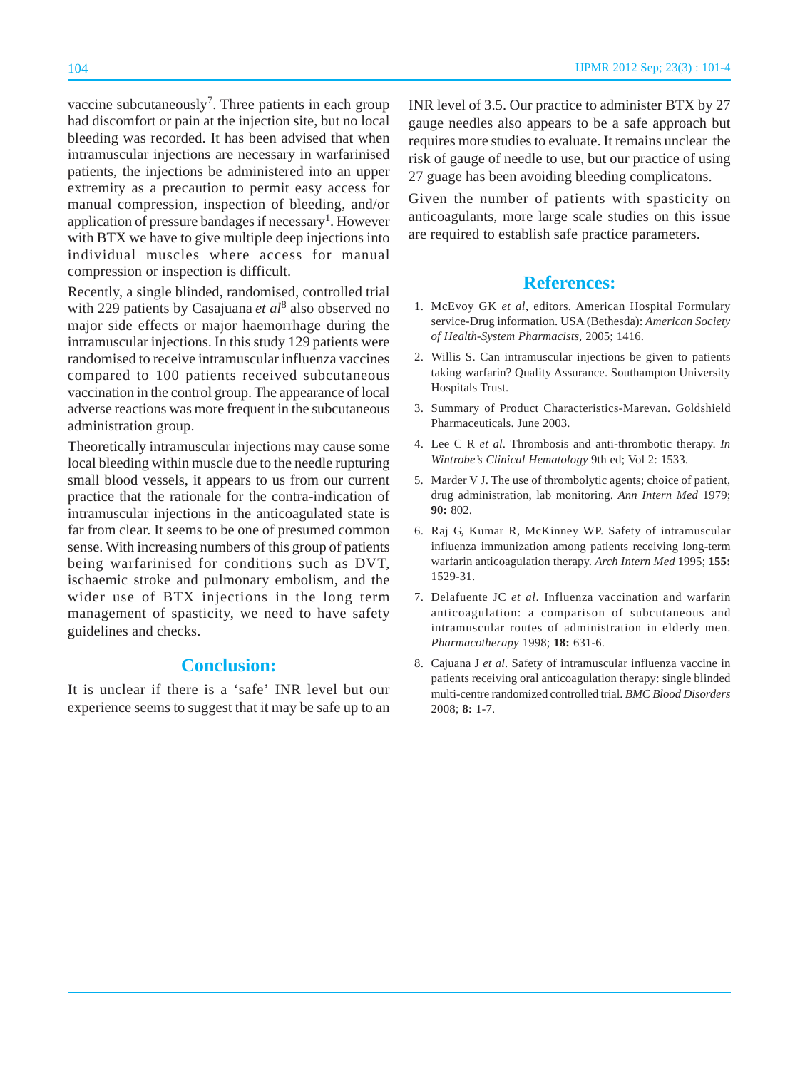vaccine subcutaneously[7]. Three patients in each group had discomfort or pain at the injection site, but no local bleeding was recorded. It has been advised that when intramuscular injections are necessary in warfarinised patients, the injections be administered into an upper extremity as a precaution to permit easy access for manual compression, inspection of bleeding, and/or application of pressure bandages if necessary[1]. However with BTX we have to give multiple deep injections into individual muscles where access for manual compression or inspection is difficult.

Recently, a single blinded, randomised, controlled trial with 229 patients by Casajuana *et al*[8] also observed no major side effects or major haemorrhage during the intramuscular injections. In this study 129 patients were randomised to receive intramuscular influenza vaccines compared to 100 patients received subcutaneous vaccination in the control group. The appearance of local adverse reactions was more frequent in the subcutaneous administration group.

Theoretically intramuscular injections may cause some local bleeding within muscle due to the needle rupturing small blood vessels, it appears to us from our current practice that the rationale for the contra-indication of intramuscular injections in the anticoagulated state is far from clear. It seems to be one of presumed common sense. With increasing numbers of this group of patients being warfarinised for conditions such as DVT, ischaemic stroke and pulmonary embolism, and the wider use of BTX injections in the long term management of spasticity, we need to have safety guidelines and checks.

## Conclusion:

It is unclear if there is a 'safe' INR level but our experience seems to suggest that it may be safe up to an INR level of 3.5. Our practice to administer BTX by 27 gauge needles also appears to be a safe approach but requires more studies to evaluate. It remains unclear the risk of gauge of needle to use, but our practice of using 27 guage has been avoiding bleeding complicatons.

Given the number of patients with spasticity on anticoagulants, more large scale studies on this issue are required to establish safe practice parameters.

## References:

1. McEvoy GK *et al*, editors. American Hospital Formulary service-Drug information. USA (Bethesda): *American Society of Health-System Pharmacists*, 2005; 1416.
2. Willis S. Can intramuscular injections be given to patients taking warfarin? Quality Assurance. Southampton University Hospitals Trust.
3. Summary of Product Characteristics-Marevan. Goldshield Pharmaceuticals. June 2003.
4. Lee C R *et al*. Thrombosis and anti-thrombotic therapy. *In Wintrobe's Clinical Hematology* 9th ed; Vol 2: 1533.
5. Marder V J. The use of thrombolytic agents; choice of patient, drug administration, lab monitoring. *Ann Intern Med* 1979; **90:** 802.
6. Raj G, Kumar R, McKinney WP. Safety of intramuscular influenza immunization among patients receiving long-term warfarin anticoagulation therapy. *Arch Intern Med* 1995; **155:** 1529-31.
7. Delafuente JC *et al*. Influenza vaccination and warfarin anticoagulation: a comparison of subcutaneous and intramuscular routes of administration in elderly men. *Pharmacotherapy* 1998; **18:** 631-6.
8. Cajuana J *et al*. Safety of intramuscular influenza vaccine in patients receiving oral anticoagulation therapy: single blinded multi-centre randomized controlled trial. *BMC Blood Disorders* 2008; **8:** 1-7.